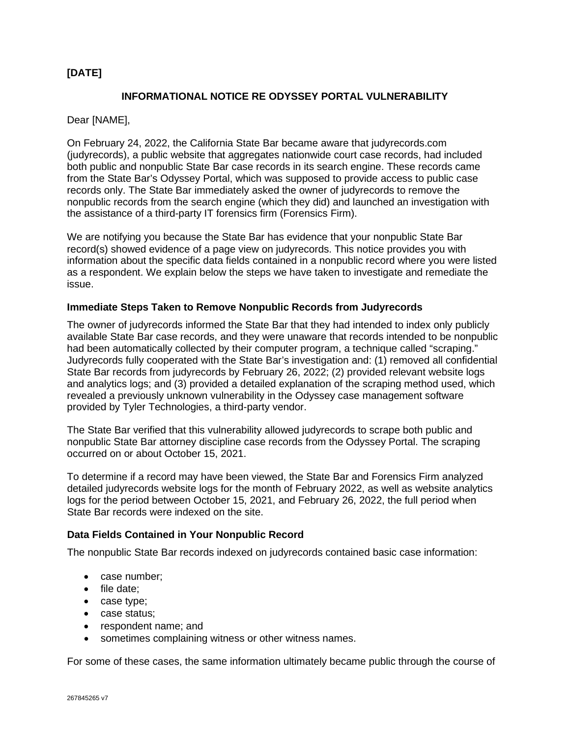**[DATE]**

**INFORMATIONAL NOTICE RE ODYSSEY PORTAL VULNERABILITY**

Dear [NAME],

On February 24, 2022, the California State Bar became aware that judyrecords.com (judyrecords), a public website that aggregates nationwide court case records, had included both public and nonpublic State Bar case records in its search engine. These records came from the State Bar's Odyssey Portal, which was supposed to provide access to public case records only. The State Bar immediately asked the owner of judyrecords to remove the nonpublic records from the search engine (which they did) and launched an investigation with the assistance of a third-party IT forensics firm (Forensics Firm).

We are notifying you because the State Bar has evidence that your nonpublic State Bar record(s) showed evidence of a page view on judyrecords. This notice provides you with information about the specific data fields contained in a nonpublic record where you were listed as a respondent. We explain below the steps we have taken to investigate and remediate the issue.

**Immediate Steps Taken to Remove Nonpublic Records from Judyrecords**

The owner of judyrecords informed the State Bar that they had intended to index only publicly available State Bar case records, and they were unaware that records intended to be nonpublic had been automatically collected by their computer program, a technique called "scraping." Judyrecords fully cooperated with the State Bar's investigation and: (1) removed all confidential State Bar records from judyrecords by February 26, 2022; (2) provided relevant website logs and analytics logs; and (3) provided a detailed explanation of the scraping method used, which revealed a previously unknown vulnerability in the Odyssey case management software provided by Tyler Technologies, a third-party vendor.

The State Bar verified that this vulnerability allowed judyrecords to scrape both public and nonpublic State Bar attorney discipline case records from the Odyssey Portal. The scraping occurred on or about October 15, 2021.

To determine if a record may have been viewed, the State Bar and Forensics Firm analyzed detailed judyrecords website logs for the month of February 2022, as well as website analytics logs for the period between October 15, 2021, and February 26, 2022, the full period when State Bar records were indexed on the site.

**Data Fields Contained in Your Nonpublic Record**

The nonpublic State Bar records indexed on judyrecords contained basic case information:

- case number;
- file date;
- case type;
- case status;
- respondent name; and
- sometimes complaining witness or other witness names.

For some of these cases, the same information ultimately became public through the course of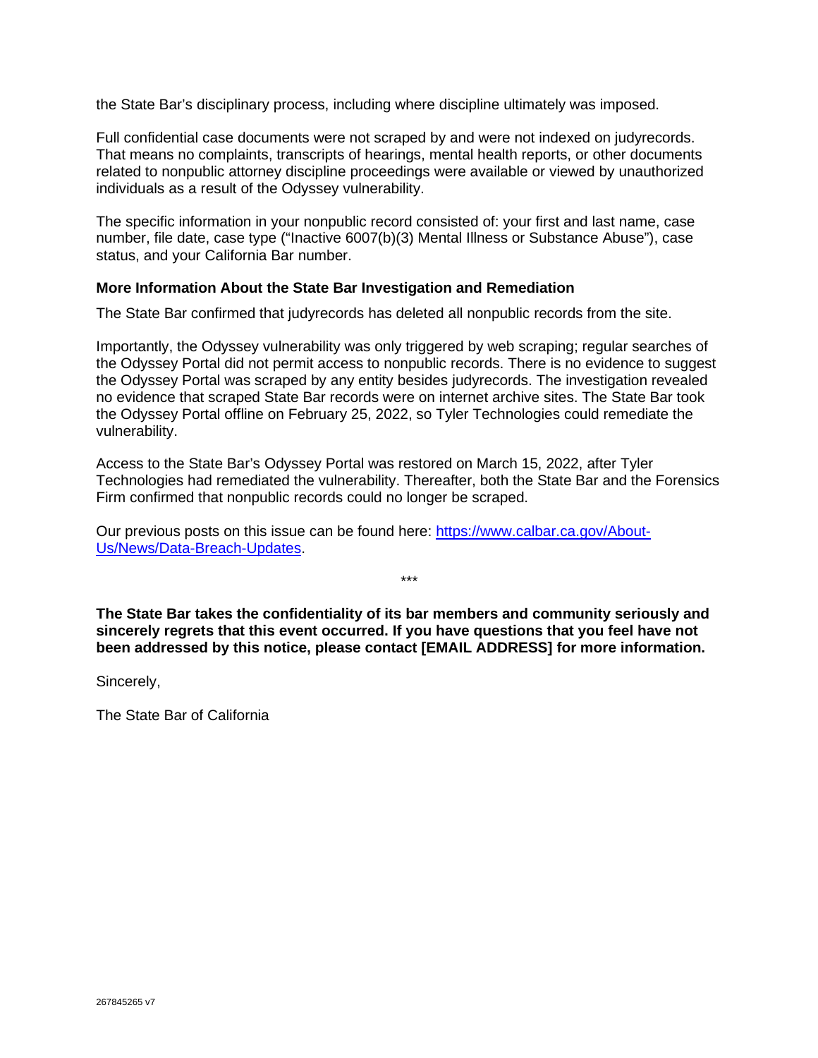the State Bar's disciplinary process, including where discipline ultimately was imposed.

Full confidential case documents were not scraped by and were not indexed on judyrecords. That means no complaints, transcripts of hearings, mental health reports, or other documents related to nonpublic attorney discipline proceedings were available or viewed by unauthorized individuals as a result of the Odyssey vulnerability.

The specific information in your nonpublic record consisted of: your first and last name, case number, file date, case type ("Inactive 6007(b)(3) Mental Illness or Substance Abuse"), case status, and your California Bar number.

**More Information About the State Bar Investigation and Remediation**

The State Bar confirmed that judyrecords has deleted all nonpublic records from the site.

Importantly, the Odyssey vulnerability was only triggered by web scraping; regular searches of the Odyssey Portal did not permit access to nonpublic records. There is no evidence to suggest the Odyssey Portal was scraped by any entity besides judyrecords. The investigation revealed no evidence that scraped State Bar records were on internet archive sites. The State Bar took the Odyssey Portal offline on February 25, 2022, so Tyler Technologies could remediate the vulnerability.

Access to the State Bar's Odyssey Portal was restored on March 15, 2022, after Tyler Technologies had remediated the vulnerability. Thereafter, both the State Bar and the Forensics Firm confirmed that nonpublic records could no longer be scraped.

Our previous posts on this issue can be found here: https://www.calbar.ca.gov/About-Us/News/Data-Breach-Updates.

***

**The State Bar takes the confidentiality of its bar members and community seriously and sincerely regrets that this event occurred. If you have questions that you feel have not been addressed by this notice, please contact [EMAIL ADDRESS] for more information.**

Sincerely,

The State Bar of California

267845265 v7